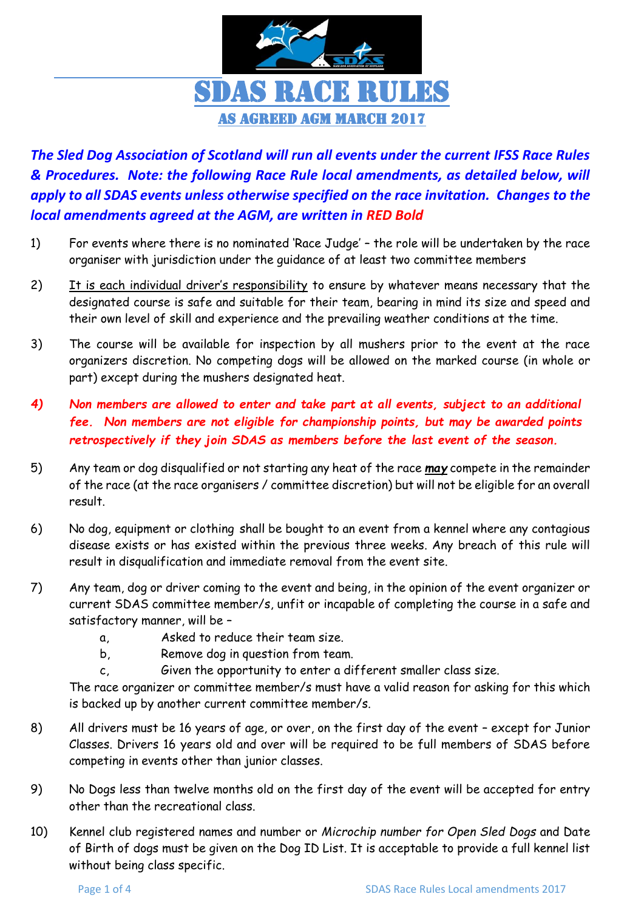# SDAS RACE RULES

## AS AGREED AGM MARCH 2017

***The Sled Dog Association of Scotland will run all events under the current IFSS Race Rules & Procedures. Note: the following Race Rule local amendments, as detailed below, will apply to all SDAS events unless otherwise specified on the race invitation. Changes to the local amendments agreed at the AGM, are written in RED Bold***

1) For events where there is no nominated 'Race Judge' – the role will be undertaken by the race organiser with jurisdiction under the guidance of at least two committee members

2) It is each individual driver's responsibility to ensure by whatever means necessary that the designated course is safe and suitable for their team, bearing in mind its size and speed and their own level of skill and experience and the prevailing weather conditions at the time.

3) The course will be available for inspection by all mushers prior to the event at the race organizers discretion. No competing dogs will be allowed on the marked course (in whole or part) except during the mushers designated heat.

***4) Non members are allowed to enter and take part at all events, subject to an additional fee. Non members are not eligible for championship points, but may be awarded points retrospectively if they join SDAS as members before the last event of the season.***

5) Any team or dog disqualified or not starting any heat of the race ***may*** compete in the remainder of the race (at the race organisers / committee discretion) but will not be eligible for an overall result.

6) No dog, equipment or clothing shall be bought to an event from a kennel where any contagious disease exists or has existed within the previous three weeks. Any breach of this rule will result in disqualification and immediate removal from the event site.

7) Any team, dog or driver coming to the event and being, in the opinion of the event organizer or current SDAS committee member/s, unfit or incapable of completing the course in a safe and satisfactory manner, will be –
   a, Asked to reduce their team size.
   b, Remove dog in question from team.
   c, Given the opportunity to enter a different smaller class size.

   The race organizer or committee member/s must have a valid reason for asking for this which is backed up by another current committee member/s.

8) All drivers must be 16 years of age, or over, on the first day of the event – except for Junior Classes. Drivers 16 years old and over will be required to be full members of SDAS before competing in events other than junior classes.

9) No Dogs less than twelve months old on the first day of the event will be accepted for entry other than the recreational class.

10) Kennel club registered names and number or *Microchip number for Open Sled Dogs* and Date of Birth of dogs must be given on the Dog ID List. It is acceptable to provide a full kennel list without being class specific.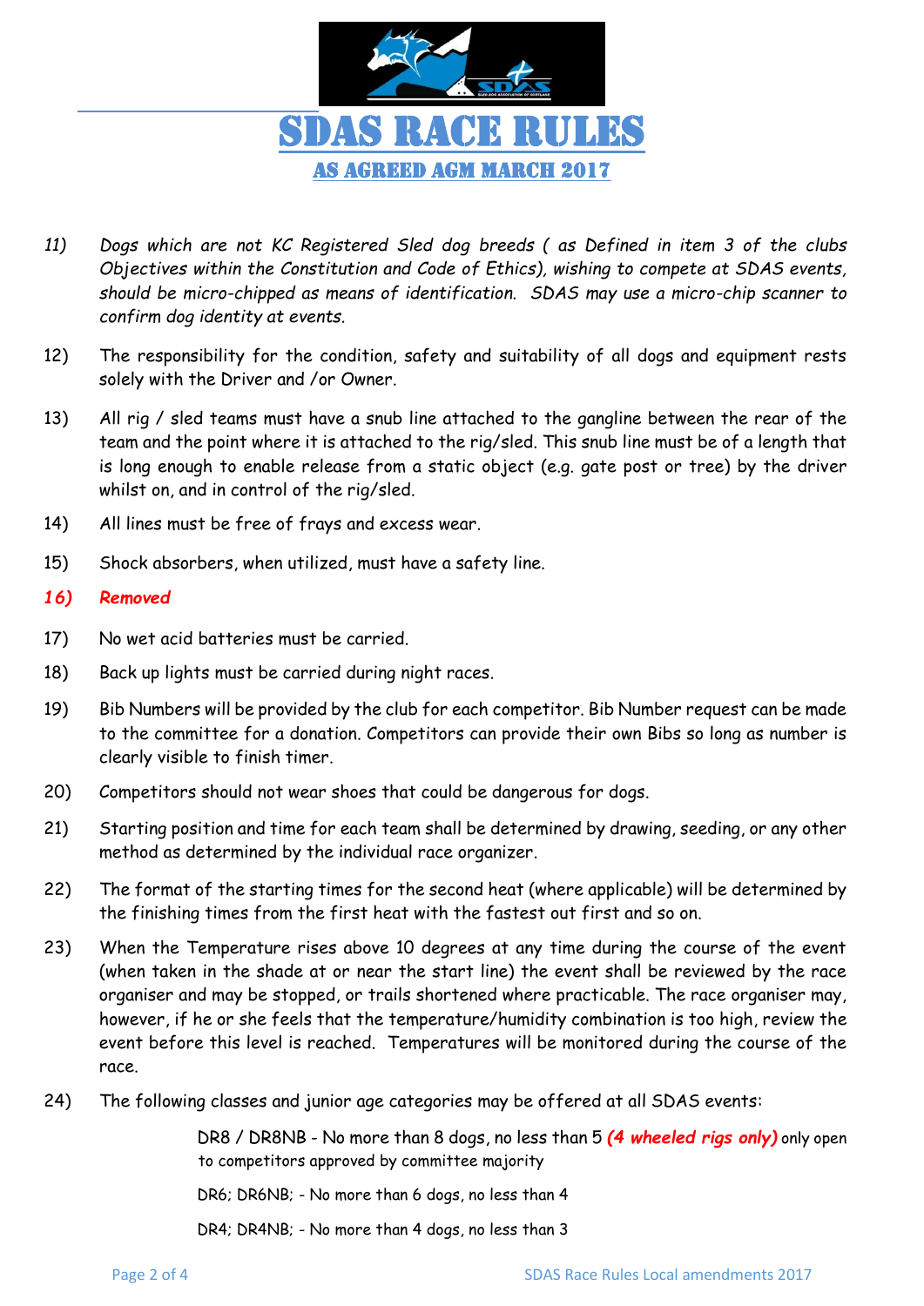# SDAS RACE RULES

## AS AGREED AGM MARCH 2017

*11) Dogs which are not KC Registered Sled dog breeds ( as Defined in item 3 of the clubs Objectives within the Constitution and Code of Ethics), wishing to compete at SDAS events, should be micro-chipped as means of identification. SDAS may use a micro-chip scanner to confirm dog identity at events.*

12) The responsibility for the condition, safety and suitability of all dogs and equipment rests solely with the Driver and /or Owner.

13) All rig / sled teams must have a snub line attached to the gangline between the rear of the team and the point where it is attached to the rig/sled. This snub line must be of a length that is long enough to enable release from a static object (e.g. gate post or tree) by the driver whilst on, and in control of the rig/sled.

14) All lines must be free of frays and excess wear.

15) Shock absorbers, when utilized, must have a safety line.

***16) Removed***

17) No wet acid batteries must be carried.

18) Back up lights must be carried during night races.

19) Bib Numbers will be provided by the club for each competitor. Bib Number request can be made to the committee for a donation. Competitors can provide their own Bibs so long as number is clearly visible to finish timer.

20) Competitors should not wear shoes that could be dangerous for dogs.

21) Starting position and time for each team shall be determined by drawing, seeding, or any other method as determined by the individual race organizer.

22) The format of the starting times for the second heat (where applicable) will be determined by the finishing times from the first heat with the fastest out first and so on.

23) When the Temperature rises above 10 degrees at any time during the course of the event (when taken in the shade at or near the start line) the event shall be reviewed by the race organiser and may be stopped, or trails shortened where practicable. The race organiser may, however, if he or she feels that the temperature/humidity combination is too high, review the event before this level is reached. Temperatures will be monitored during the course of the race.

24) The following classes and junior age categories may be offered at all SDAS events:

DR8 / DR8NB - No more than 8 dogs, no less than 5 ***(4 wheeled rigs only)*** only open to competitors approved by committee majority

DR6; DR6NB; - No more than 6 dogs, no less than 4

DR4; DR4NB; - No more than 4 dogs, no less than 3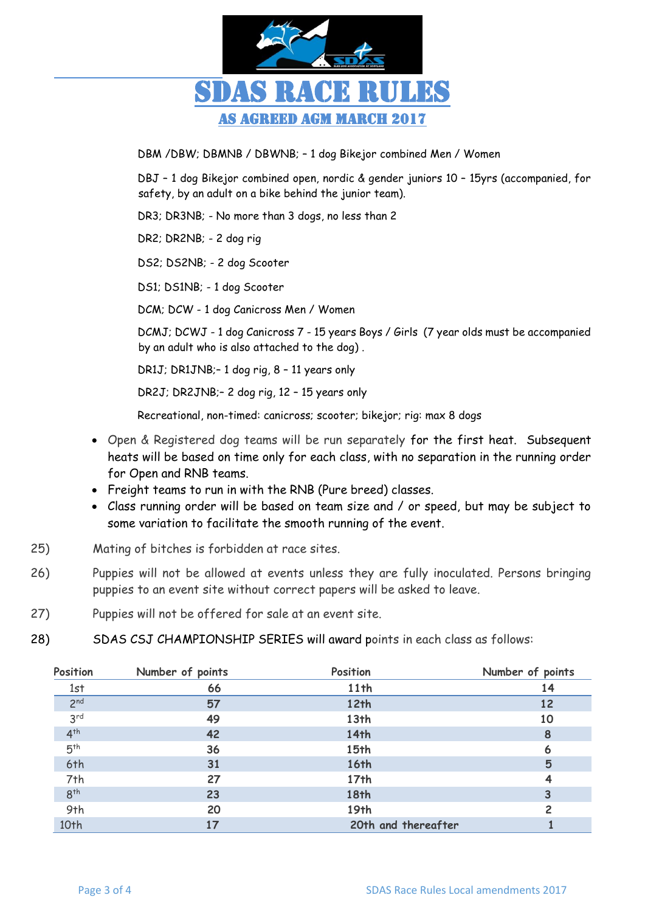# SDAS RACE RULES

## AS AGREED AGM MARCH 2017

DBM /DBW; DBMNB / DBWNB; – 1 dog Bikejor combined Men / Women

DBJ – 1 dog Bikejor combined open, nordic & gender juniors 10 – 15yrs (accompanied, for safety, by an adult on a bike behind the junior team).

DR3; DR3NB; - No more than 3 dogs, no less than 2

DR2; DR2NB; - 2 dog rig

DS2; DS2NB; - 2 dog Scooter

DS1; DS1NB; - 1 dog Scooter

DCM; DCW - 1 dog Canicross Men / Women

DCMJ; DCWJ - 1 dog Canicross 7 - 15 years Boys / Girls (7 year olds must be accompanied by an adult who is also attached to the dog) .

DR1J; DR1JNB;– 1 dog rig, 8 – 11 years only

DR2J; DR2JNB;– 2 dog rig, 12 – 15 years only

Recreational, non-timed: canicross; scooter; bikejor; rig: max 8 dogs

- Open & Registered dog teams will be run separately for the first heat. Subsequent heats will be based on time only for each class, with no separation in the running order for Open and RNB teams.
- Freight teams to run in with the RNB (Pure breed) classes.
- Class running order will be based on team size and / or speed, but may be subject to some variation to facilitate the smooth running of the event.

25) Mating of bitches is forbidden at race sites.

26) Puppies will not be allowed at events unless they are fully inoculated. Persons bringing puppies to an event site without correct papers will be asked to leave.

27) Puppies will not be offered for sale at an event site.

28) SDAS CSJ CHAMPIONSHIP SERIES will award points in each class as follows:

| Position | Number of points | Position | Number of points |
|---|---|---|---|
| 1st | 66 | 11th | 14 |
| 2nd | 57 | 12th | 12 |
| 3rd | 49 | 13th | 10 |
| 4th | 42 | 14th | 8 |
| 5th | 36 | 15th | 6 |
| 6th | 31 | 16th | 5 |
| 7th | 27 | 17th | 4 |
| 8th | 23 | 18th | 3 |
| 9th | 20 | 19th | 2 |
| 10th | 17 | 20th and thereafter | 1 |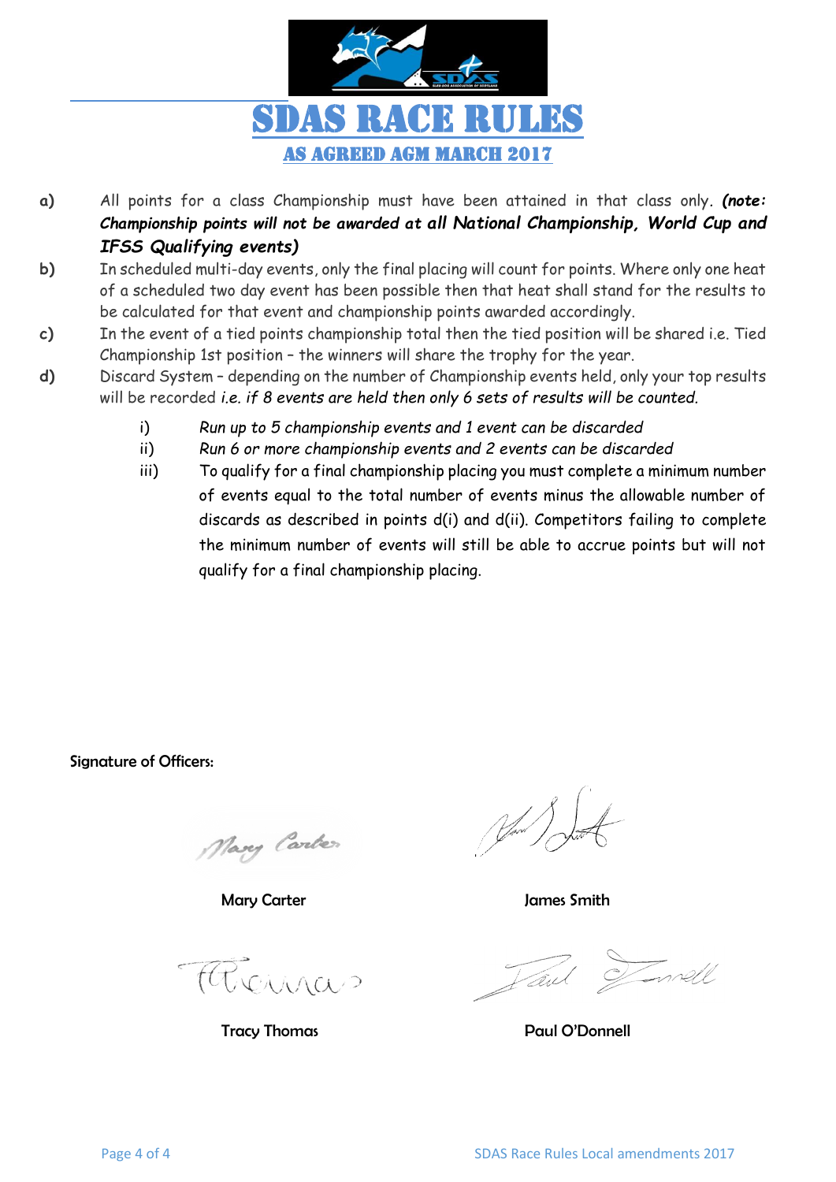# SDAS RACE RULES

## AS AGREED AGM MARCH 2017

**a)** All points for a class Championship must have been attained in that class only. ***(note: Championship points will not be awarded at all National Championship, World Cup and IFSS Qualifying events)***

**b)** In scheduled multi-day events, only the final placing will count for points. Where only one heat of a scheduled two day event has been possible then that heat shall stand for the results to be calculated for that event and championship points awarded accordingly.

**c)** In the event of a tied points championship total then the tied position will be shared i.e. Tied Championship 1st position – the winners will share the trophy for the year.

**d)** Discard System – depending on the number of Championship events held, only your top results will be recorded *i.e. if 8 events are held then only 6 sets of results will be counted.*

- i) *Run up to 5 championship events and 1 event can be discarded*
- ii) *Run 6 or more championship events and 2 events can be discarded*
- iii) To qualify for a final championship placing you must complete a minimum number of events equal to the total number of events minus the allowable number of discards as described in points d(i) and d(ii). Competitors failing to complete the minimum number of events will still be able to accrue points but will not qualify for a final championship placing.

Signature of Officers:

Mary Carter

James Smith

Tracy Thomas

Paul O'Donnell